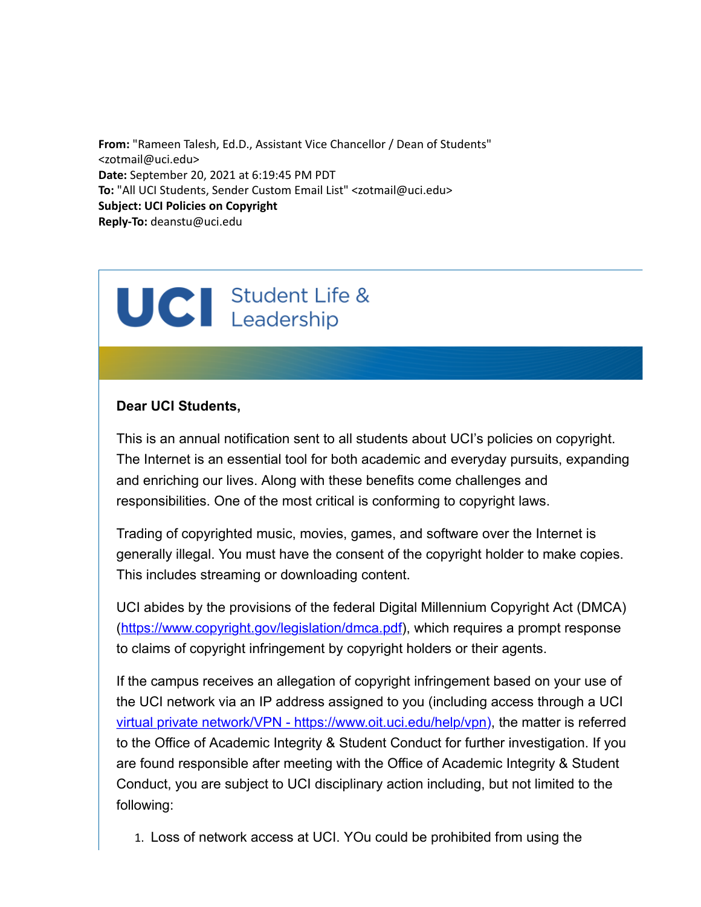**From:** "Rameen Talesh, Ed.D., Assistant Vice Chancellor / Dean of Students" <zotmail@uci.edu>
**Date:** September 20, 2021 at 6:19:45 PM PDT
**To:** "All UCI Students, Sender Custom Email List" <zotmail@uci.edu>
**Subject: UCI Policies on Copyright**
**Reply-To:** deanstu@uci.edu

UCI Student Life & Leadership

**Dear UCI Students,**

This is an annual notification sent to all students about UCI's policies on copyright. The Internet is an essential tool for both academic and everyday pursuits, expanding and enriching our lives. Along with these benefits come challenges and responsibilities. One of the most critical is conforming to copyright laws.

Trading of copyrighted music, movies, games, and software over the Internet is generally illegal. You must have the consent of the copyright holder to make copies. This includes streaming or downloading content.

UCI abides by the provisions of the federal Digital Millennium Copyright Act (DMCA) (https://www.copyright.gov/legislation/dmca.pdf), which requires a prompt response to claims of copyright infringement by copyright holders or their agents.

If the campus receives an allegation of copyright infringement based on your use of the UCI network via an IP address assigned to you (including access through a UCI virtual private network/VPN - https://www.oit.uci.edu/help/vpn), the matter is referred to the Office of Academic Integrity & Student Conduct for further investigation. If you are found responsible after meeting with the Office of Academic Integrity & Student Conduct, you are subject to UCI disciplinary action including, but not limited to the following:

1. Loss of network access at UCI. YOu could be prohibited from using the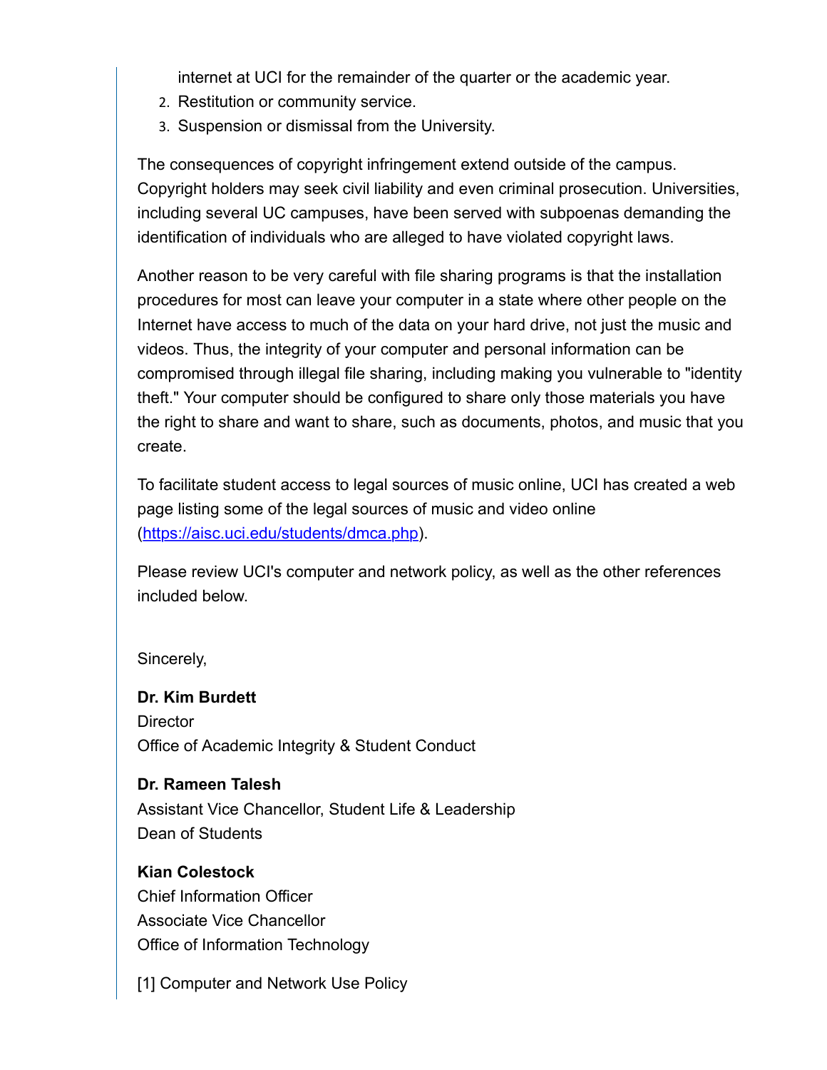internet at UCI for the remainder of the quarter or the academic year.
2. Restitution or community service.
3. Suspension or dismissal from the University.

The consequences of copyright infringement extend outside of the campus. Copyright holders may seek civil liability and even criminal prosecution. Universities, including several UC campuses, have been served with subpoenas demanding the identification of individuals who are alleged to have violated copyright laws.

Another reason to be very careful with file sharing programs is that the installation procedures for most can leave your computer in a state where other people on the Internet have access to much of the data on your hard drive, not just the music and videos. Thus, the integrity of your computer and personal information can be compromised through illegal file sharing, including making you vulnerable to "identity theft." Your computer should be configured to share only those materials you have the right to share and want to share, such as documents, photos, and music that you create.

To facilitate student access to legal sources of music online, UCI has created a web page listing some of the legal sources of music and video online ([https://aisc.uci.edu/students/dmca.php](https://aisc.uci.edu/students/dmca.php)).

Please review UCI's computer and network policy, as well as the other references included below.

Sincerely,

**Dr. Kim Burdett**
Director
Office of Academic Integrity & Student Conduct

**Dr. Rameen Talesh**
Assistant Vice Chancellor, Student Life & Leadership
Dean of Students

**Kian Colestock**
Chief Information Officer
Associate Vice Chancellor
Office of Information Technology

[1] Computer and Network Use Policy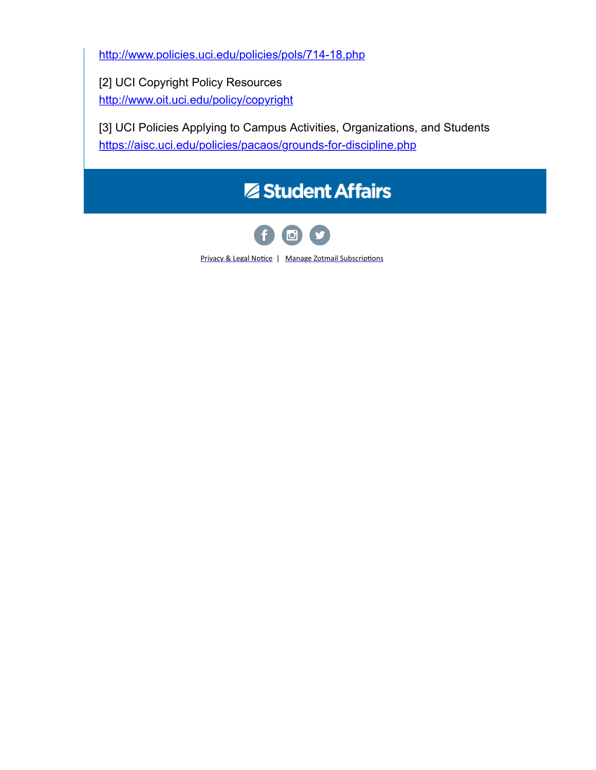http://www.policies.uci.edu/policies/pols/714-18.php

[2] UCI Copyright Policy Resources
http://www.oit.uci.edu/policy/copyright

[3] UCI Policies Applying to Campus Activities, Organizations, and Students
https://aisc.uci.edu/policies/pacaos/grounds-for-discipline.php

Student Affairs

Privacy & Legal Notice | Manage Zotmail Subscriptions